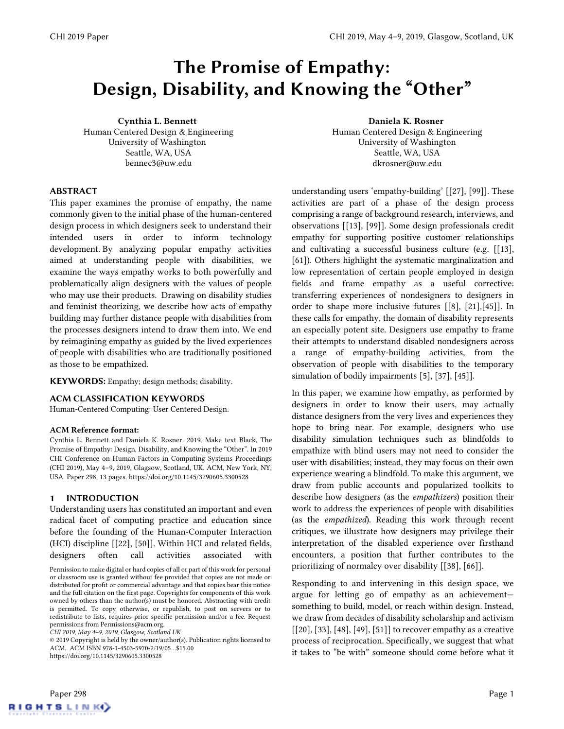# The Promise of Empathy: Design, Disability, and Knowing the "Other"

**Cynthia L. Bennett**
Human Centered Design & Engineering
University of Washington
Seattle, WA, USA
bennec3@uw.edu

**Daniela K. Rosner**
Human Centered Design & Engineering
University of Washington
Seattle, WA, USA
dkrosner@uw.edu

## ABSTRACT

This paper examines the promise of empathy, the name commonly given to the initial phase of the human-centered design process in which designers seek to understand their intended users in order to inform technology development. By analyzing popular empathy activities aimed at understanding people with disabilities, we examine the ways empathy works to both powerfully and problematically align designers with the values of people who may use their products. Drawing on disability studies and feminist theorizing, we describe how acts of empathy building may further distance people with disabilities from the processes designers intend to draw them into. We end by reimagining empathy as guided by the lived experiences of people with disabilities who are traditionally positioned as those to be empathized.

**KEYWORDS:** Empathy; design methods; disability.

## ACM CLASSIFICATION KEYWORDS

Human-Centered Computing: User Centered Design.

**ACM Reference format:**

Cynthia L. Bennett and Daniela K. Rosner. 2019. Make text Black, The Promise of Empathy: Design, Disability, and Knowing the "Other". In 2019 CHI Conference on Human Factors in Computing Systems Proceedings (CHI 2019), May 4–9, 2019, Glasgow, Scotland, UK. ACM, New York, NY, USA. Paper 298, 13 pages. https://doi.org/10.1145/3290605.3300528

## 1 INTRODUCTION

Understanding users has constituted an important and even radical facet of computing practice and education since before the founding of the Human-Computer Interaction (HCI) discipline [[22], [50]]. Within HCI and related fields, designers often call activities associated with understanding users 'empathy-building' [[27], [99]]. These activities are part of a phase of the design process comprising a range of background research, interviews, and observations [[13], [99]]. Some design professionals credit empathy for supporting positive customer relationships and cultivating a successful business culture (e.g. [[13], [61]). Others highlight the systematic marginalization and low representation of certain people employed in design fields and frame empathy as a useful corrective: transferring experiences of nondesigners to designers in order to shape more inclusive futures [[8], [21],[45]]. In these calls for empathy, the domain of disability represents an especially potent site. Designers use empathy to frame their attempts to understand disabled nondesigners across a range of empathy-building activities, from the observation of people with disabilities to the temporary simulation of bodily impairments [5], [37], [45]].

In this paper, we examine how empathy, as performed by designers in order to know their users, may actually distance designers from the very lives and experiences they hope to bring near. For example, designers who use disability simulation techniques such as blindfolds to empathize with blind users may not need to consider the user with disabilities; instead, they may focus on their own experience wearing a blindfold. To make this argument, we draw from public accounts and popularized toolkits to describe how designers (as the *empathizers*) position their work to address the experiences of people with disabilities (as the *empathized*). Reading this work through recent critiques, we illustrate how designers may privilege their interpretation of the disabled experience over firsthand encounters, a position that further contributes to the prioritizing of normalcy over disability [[38], [66]].

Responding to and intervening in this design space, we argue for letting go of empathy as an achievement—something to build, model, or reach within design. Instead, we draw from decades of disability scholarship and activism [[20], [33], [48], [49], [51]] to recover empathy as a creative process of reciprocation. Specifically, we suggest that what it takes to "be with" someone should come before what it

Permission to make digital or hard copies of all or part of this work for personal or classroom use is granted without fee provided that copies are not made or distributed for profit or commercial advantage and that copies bear this notice and the full citation on the first page. Copyrights for components of this work owned by others than the author(s) must be honored. Abstracting with credit is permitted. To copy otherwise, or republish, to post on servers or to redistribute to lists, requires prior specific permission and/or a fee. Request permissions from Permissions@acm.org.
*CHI 2019, May 4–9, 2019, Glasgow, Scotland UK*
© 2019 Copyright is held by the owner/author(s). Publication rights licensed to ACM. ACM ISBN 978-1-4503-5970-2/19/05…$15.00
https://doi.org/10.1145/3290605.3300528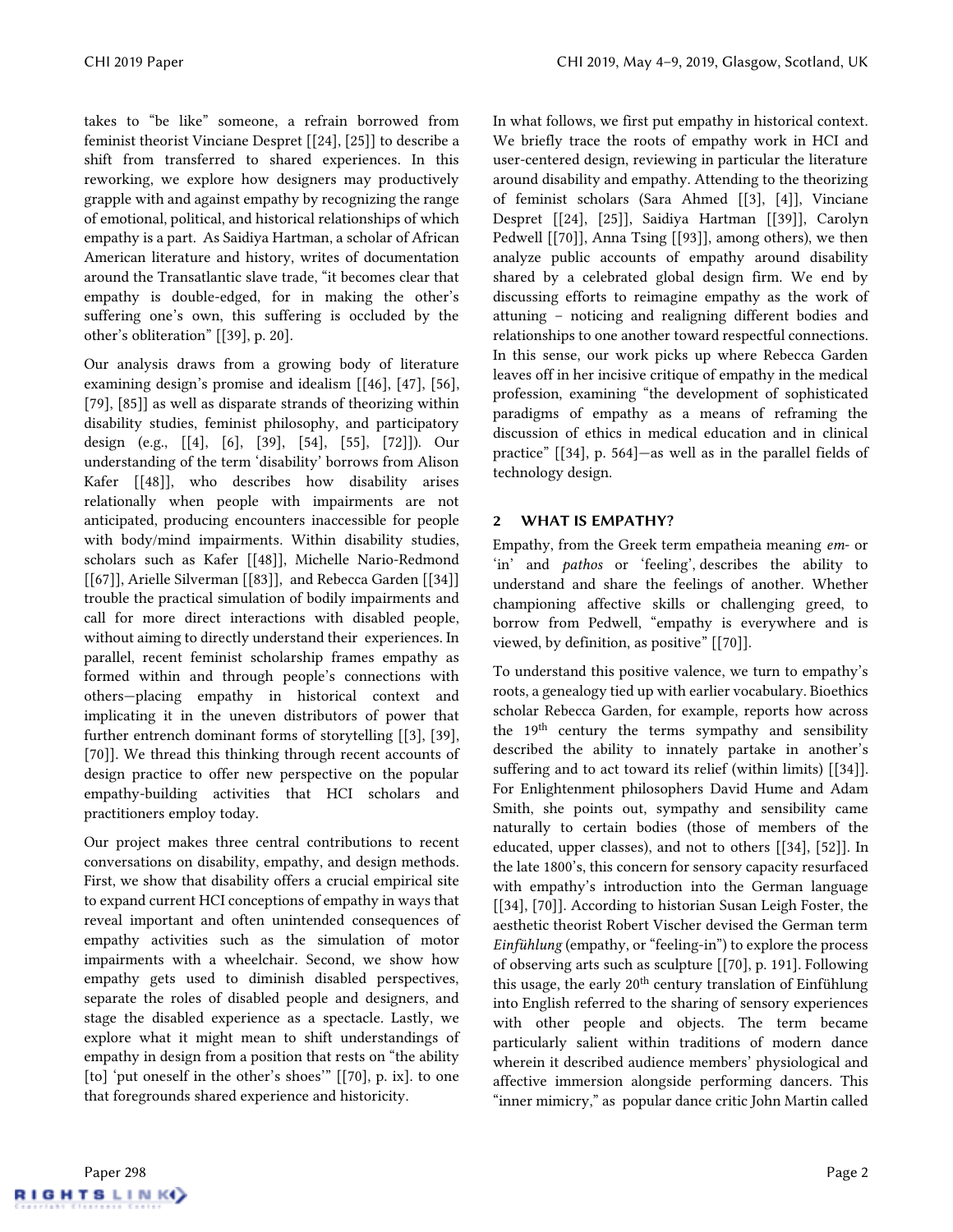takes to "be like" someone, a refrain borrowed from feminist theorist Vinciane Despret [[24], [25]] to describe a shift from transferred to shared experiences. In this reworking, we explore how designers may productively grapple with and against empathy by recognizing the range of emotional, political, and historical relationships of which empathy is a part. As Saidiya Hartman, a scholar of African American literature and history, writes of documentation around the Transatlantic slave trade, "it becomes clear that empathy is double-edged, for in making the other's suffering one's own, this suffering is occluded by the other's obliteration" [[39], p. 20].

Our analysis draws from a growing body of literature examining design's promise and idealism [[46], [47], [56], [79], [85]] as well as disparate strands of theorizing within disability studies, feminist philosophy, and participatory design (e.g., [[4], [6], [39], [54], [55], [72]]). Our understanding of the term 'disability' borrows from Alison Kafer [[48]], who describes how disability arises relationally when people with impairments are not anticipated, producing encounters inaccessible for people with body/mind impairments. Within disability studies, scholars such as Kafer [[48]], Michelle Nario-Redmond [[67]], Arielle Silverman [[83]], and Rebecca Garden [[34]] trouble the practical simulation of bodily impairments and call for more direct interactions with disabled people, without aiming to directly understand their experiences. In parallel, recent feminist scholarship frames empathy as formed within and through people's connections with others—placing empathy in historical context and implicating it in the uneven distributors of power that further entrench dominant forms of storytelling [[3], [39], [70]]. We thread this thinking through recent accounts of design practice to offer new perspective on the popular empathy-building activities that HCI scholars and practitioners employ today.

Our project makes three central contributions to recent conversations on disability, empathy, and design methods. First, we show that disability offers a crucial empirical site to expand current HCI conceptions of empathy in ways that reveal important and often unintended consequences of empathy activities such as the simulation of motor impairments with a wheelchair. Second, we show how empathy gets used to diminish disabled perspectives, separate the roles of disabled people and designers, and stage the disabled experience as a spectacle. Lastly, we explore what it might mean to shift understandings of empathy in design from a position that rests on "the ability [to] 'put oneself in the other's shoes'" [[70], p. ix]. to one that foregrounds shared experience and historicity.

In what follows, we first put empathy in historical context. We briefly trace the roots of empathy work in HCI and user-centered design, reviewing in particular the literature around disability and empathy. Attending to the theorizing of feminist scholars (Sara Ahmed [[3], [4]], Vinciane Despret [[24], [25]], Saidiya Hartman [[39]], Carolyn Pedwell [[70]], Anna Tsing [[93]], among others), we then analyze public accounts of empathy around disability shared by a celebrated global design firm. We end by discussing efforts to reimagine empathy as the work of attuning – noticing and realigning different bodies and relationships to one another toward respectful connections. In this sense, our work picks up where Rebecca Garden leaves off in her incisive critique of empathy in the medical profession, examining "the development of sophisticated paradigms of empathy as a means of reframing the discussion of ethics in medical education and in clinical practice" [[34], p. 564]—as well as in the parallel fields of technology design.

## 2 WHAT IS EMPATHY?

Empathy, from the Greek term empatheia meaning *em-* or 'in' and *pathos* or 'feeling', describes the ability to understand and share the feelings of another. Whether championing affective skills or challenging greed, to borrow from Pedwell, "empathy is everywhere and is viewed, by definition, as positive" [[70]].

To understand this positive valence, we turn to empathy's roots, a genealogy tied up with earlier vocabulary. Bioethics scholar Rebecca Garden, for example, reports how across the 19th century the terms sympathy and sensibility described the ability to innately partake in another's suffering and to act toward its relief (within limits) [[34]]. For Enlightenment philosophers David Hume and Adam Smith, she points out, sympathy and sensibility came naturally to certain bodies (those of members of the educated, upper classes), and not to others [[34], [52]]. In the late 1800's, this concern for sensory capacity resurfaced with empathy's introduction into the German language [[34], [70]]. According to historian Susan Leigh Foster, the aesthetic theorist Robert Vischer devised the German term *Einfühlung* (empathy, or "feeling-in") to explore the process of observing arts such as sculpture [[70], p. 191]. Following this usage, the early 20th century translation of Einfühlung into English referred to the sharing of sensory experiences with other people and objects. The term became particularly salient within traditions of modern dance wherein it described audience members' physiological and affective immersion alongside performing dancers. This "inner mimicry," as popular dance critic John Martin called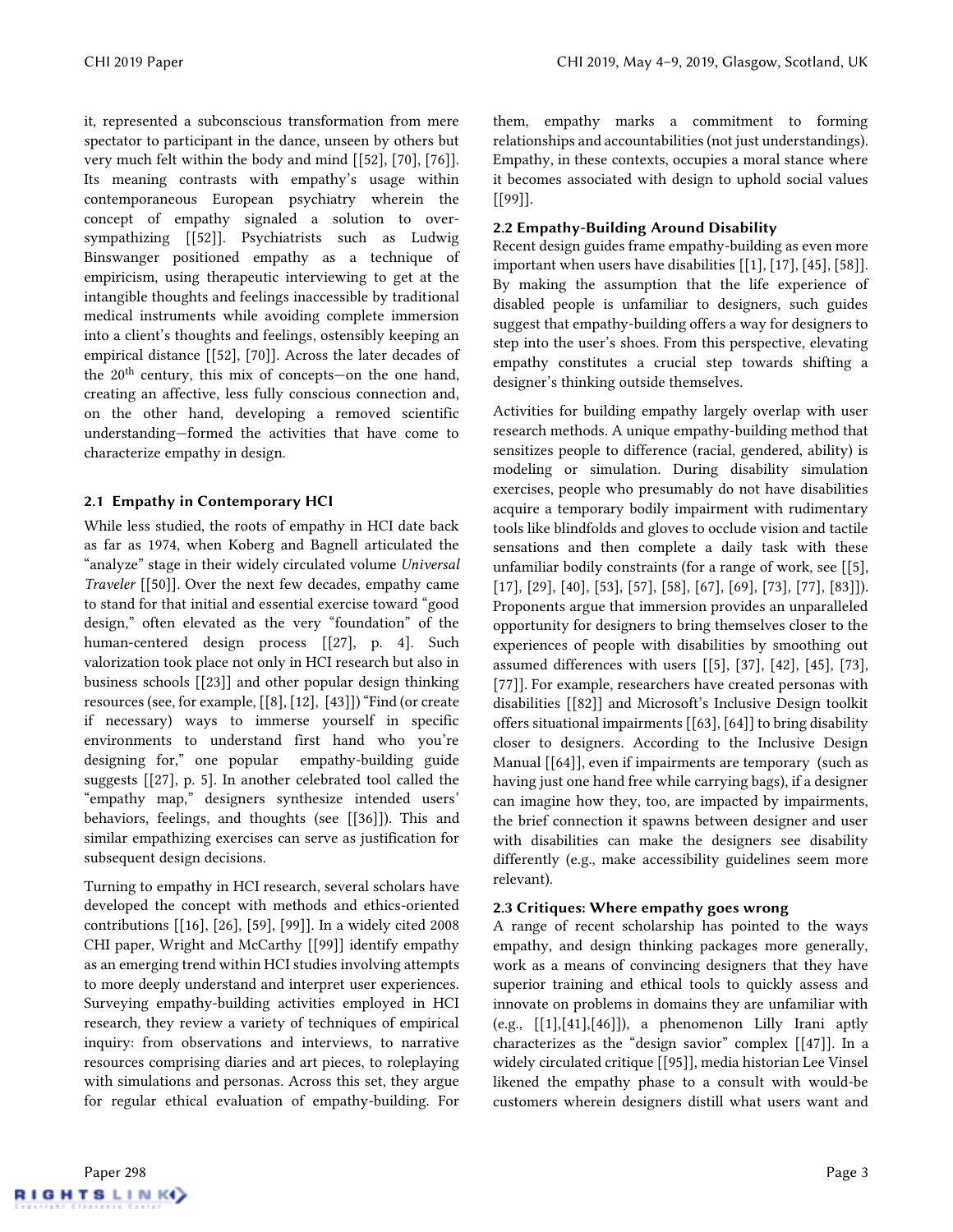it, represented a subconscious transformation from mere spectator to participant in the dance, unseen by others but very much felt within the body and mind [[52], [70], [76]]. Its meaning contrasts with empathy's usage within contemporaneous European psychiatry wherein the concept of empathy signaled a solution to over-sympathizing [[52]]. Psychiatrists such as Ludwig Binswanger positioned empathy as a technique of empiricism, using therapeutic interviewing to get at the intangible thoughts and feelings inaccessible by traditional medical instruments while avoiding complete immersion into a client's thoughts and feelings, ostensibly keeping an empirical distance [[52], [70]]. Across the later decades of the 20th century, this mix of concepts—on the one hand, creating an affective, less fully conscious connection and, on the other hand, developing a removed scientific understanding—formed the activities that have come to characterize empathy in design.

### 2.1 Empathy in Contemporary HCI

While less studied, the roots of empathy in HCI date back as far as 1974, when Koberg and Bagnell articulated the "analyze" stage in their widely circulated volume *Universal Traveler* [[50]]. Over the next few decades, empathy came to stand for that initial and essential exercise toward "good design," often elevated as the very "foundation" of the human-centered design process [[27], p. 4]. Such valorization took place not only in HCI research but also in business schools [[23]] and other popular design thinking resources (see, for example, [[8], [12], [43]]) "Find (or create if necessary) ways to immerse yourself in specific environments to understand first hand who you're designing for," one popular empathy-building guide suggests [[27], p. 5]. In another celebrated tool called the "empathy map," designers synthesize intended users' behaviors, feelings, and thoughts (see [[36]]). This and similar empathizing exercises can serve as justification for subsequent design decisions.

Turning to empathy in HCI research, several scholars have developed the concept with methods and ethics-oriented contributions [[16], [26], [59], [99]]. In a widely cited 2008 CHI paper, Wright and McCarthy [[99]] identify empathy as an emerging trend within HCI studies involving attempts to more deeply understand and interpret user experiences. Surveying empathy-building activities employed in HCI research, they review a variety of techniques of empirical inquiry: from observations and interviews, to narrative resources comprising diaries and art pieces, to roleplaying with simulations and personas. Across this set, they argue for regular ethical evaluation of empathy-building. For them, empathy marks a commitment to forming relationships and accountabilities (not just understandings). Empathy, in these contexts, occupies a moral stance where it becomes associated with design to uphold social values [[99]].

### 2.2 Empathy-Building Around Disability

Recent design guides frame empathy-building as even more important when users have disabilities [[1], [17], [45], [58]]. By making the assumption that the life experience of disabled people is unfamiliar to designers, such guides suggest that empathy-building offers a way for designers to step into the user's shoes. From this perspective, elevating empathy constitutes a crucial step towards shifting a designer's thinking outside themselves.

Activities for building empathy largely overlap with user research methods. A unique empathy-building method that sensitizes people to difference (racial, gendered, ability) is modeling or simulation. During disability simulation exercises, people who presumably do not have disabilities acquire a temporary bodily impairment with rudimentary tools like blindfolds and gloves to occlude vision and tactile sensations and then complete a daily task with these unfamiliar bodily constraints (for a range of work, see [[5], [17], [29], [40], [53], [57], [58], [67], [69], [73], [77], [83]]). Proponents argue that immersion provides an unparalleled opportunity for designers to bring themselves closer to the experiences of people with disabilities by smoothing out assumed differences with users [[5], [37], [42], [45], [73], [77]]. For example, researchers have created personas with disabilities [[82]] and Microsoft's Inclusive Design toolkit offers situational impairments [[63], [64]] to bring disability closer to designers. According to the Inclusive Design Manual [[64]], even if impairments are temporary (such as having just one hand free while carrying bags), if a designer can imagine how they, too, are impacted by impairments, the brief connection it spawns between designer and user with disabilities can make the designers see disability differently (e.g., make accessibility guidelines seem more relevant).

### 2.3 Critiques: Where empathy goes wrong

A range of recent scholarship has pointed to the ways empathy, and design thinking packages more generally, work as a means of convincing designers that they have superior training and ethical tools to quickly assess and innovate on problems in domains they are unfamiliar with (e.g., [[1],[41],[46]]), a phenomenon Lilly Irani aptly characterizes as the "design savior" complex [[47]]. In a widely circulated critique [[95]], media historian Lee Vinsel likened the empathy phase to a consult with would-be customers wherein designers distill what users want and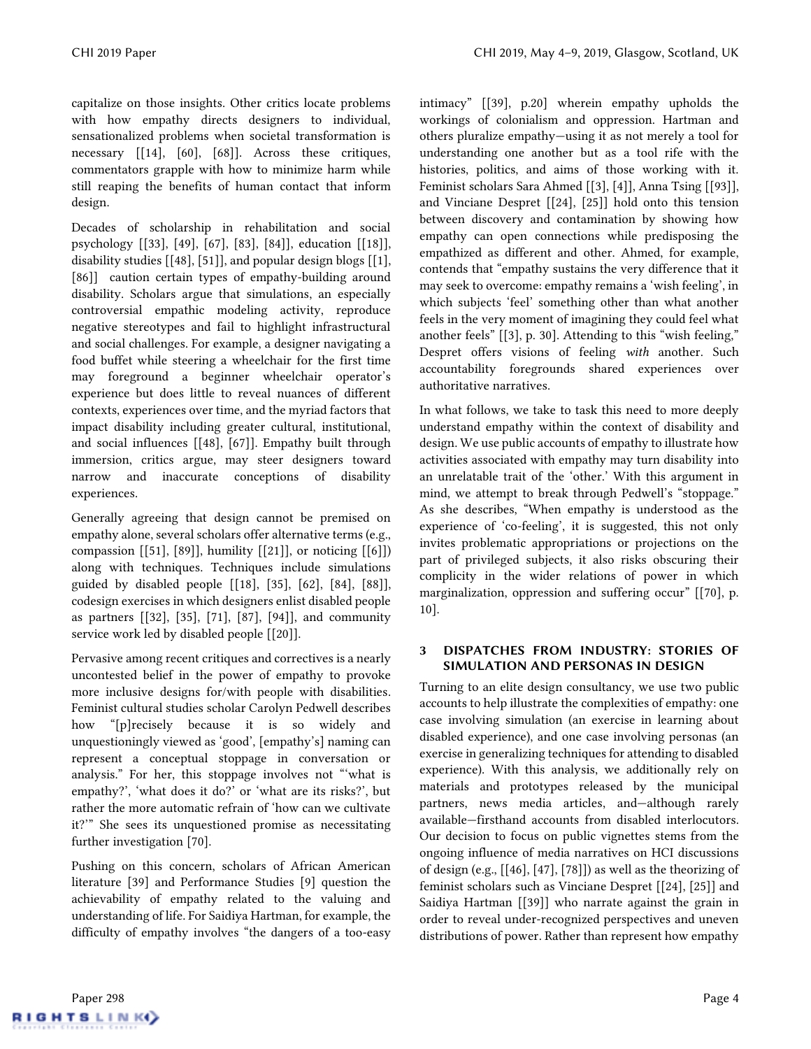capitalize on those insights. Other critics locate problems with how empathy directs designers to individual, sensationalized problems when societal transformation is necessary [[14], [60], [68]]. Across these critiques, commentators grapple with how to minimize harm while still reaping the benefits of human contact that inform design.

Decades of scholarship in rehabilitation and social psychology [[33], [49], [67], [83], [84]], education [[18]], disability studies [[48], [51]], and popular design blogs [[1], [86]] caution certain types of empathy-building around disability. Scholars argue that simulations, an especially controversial empathic modeling activity, reproduce negative stereotypes and fail to highlight infrastructural and social challenges. For example, a designer navigating a food buffet while steering a wheelchair for the first time may foreground a beginner wheelchair operator's experience but does little to reveal nuances of different contexts, experiences over time, and the myriad factors that impact disability including greater cultural, institutional, and social influences [[48], [67]]. Empathy built through immersion, critics argue, may steer designers toward narrow and inaccurate conceptions of disability experiences.

Generally agreeing that design cannot be premised on empathy alone, several scholars offer alternative terms (e.g., compassion [[51], [89]], humility [[21]], or noticing [[6]]) along with techniques. Techniques include simulations guided by disabled people [[18], [35], [62], [84], [88]], codesign exercises in which designers enlist disabled people as partners [[32], [35], [71], [87], [94]], and community service work led by disabled people [[20]].

Pervasive among recent critiques and correctives is a nearly uncontested belief in the power of empathy to provoke more inclusive designs for/with people with disabilities. Feminist cultural studies scholar Carolyn Pedwell describes how "[p]recisely because it is so widely and unquestioningly viewed as 'good', [empathy's] naming can represent a conceptual stoppage in conversation or analysis." For her, this stoppage involves not "'what is empathy?', 'what does it do?' or 'what are its risks?', but rather the more automatic refrain of 'how can we cultivate it?'" She sees its unquestioned promise as necessitating further investigation [70].

Pushing on this concern, scholars of African American literature [39] and Performance Studies [9] question the achievability of empathy related to the valuing and understanding of life. For Saidiya Hartman, for example, the difficulty of empathy involves "the dangers of a too-easy intimacy" [[39], p.20] wherein empathy upholds the workings of colonialism and oppression. Hartman and others pluralize empathy—using it as not merely a tool for understanding one another but as a tool rife with the histories, politics, and aims of those working with it. Feminist scholars Sara Ahmed [[3], [4]], Anna Tsing [[93]], and Vinciane Despret [[24], [25]] hold onto this tension between discovery and contamination by showing how empathy can open connections while predisposing the empathized as different and other. Ahmed, for example, contends that "empathy sustains the very difference that it may seek to overcome: empathy remains a 'wish feeling', in which subjects 'feel' something other than what another feels in the very moment of imagining they could feel what another feels" [[3], p. 30]. Attending to this "wish feeling," Despret offers visions of feeling *with* another. Such accountability foregrounds shared experiences over authoritative narratives.

In what follows, we take to task this need to more deeply understand empathy within the context of disability and design. We use public accounts of empathy to illustrate how activities associated with empathy may turn disability into an unrelatable trait of the 'other.' With this argument in mind, we attempt to break through Pedwell's "stoppage." As she describes, "When empathy is understood as the experience of 'co-feeling', it is suggested, this not only invites problematic appropriations or projections on the part of privileged subjects, it also risks obscuring their complicity in the wider relations of power in which marginalization, oppression and suffering occur" [[70], p. 10].

## 3 DISPATCHES FROM INDUSTRY: STORIES OF SIMULATION AND PERSONAS IN DESIGN

Turning to an elite design consultancy, we use two public accounts to help illustrate the complexities of empathy: one case involving simulation (an exercise in learning about disabled experience), and one case involving personas (an exercise in generalizing techniques for attending to disabled experience). With this analysis, we additionally rely on materials and prototypes released by the municipal partners, news media articles, and—although rarely available—firsthand accounts from disabled interlocutors. Our decision to focus on public vignettes stems from the ongoing influence of media narratives on HCI discussions of design (e.g., [[46], [47], [78]]) as well as the theorizing of feminist scholars such as Vinciane Despret [[24], [25]] and Saidiya Hartman [[39]] who narrate against the grain in order to reveal under-recognized perspectives and uneven distributions of power. Rather than represent how empathy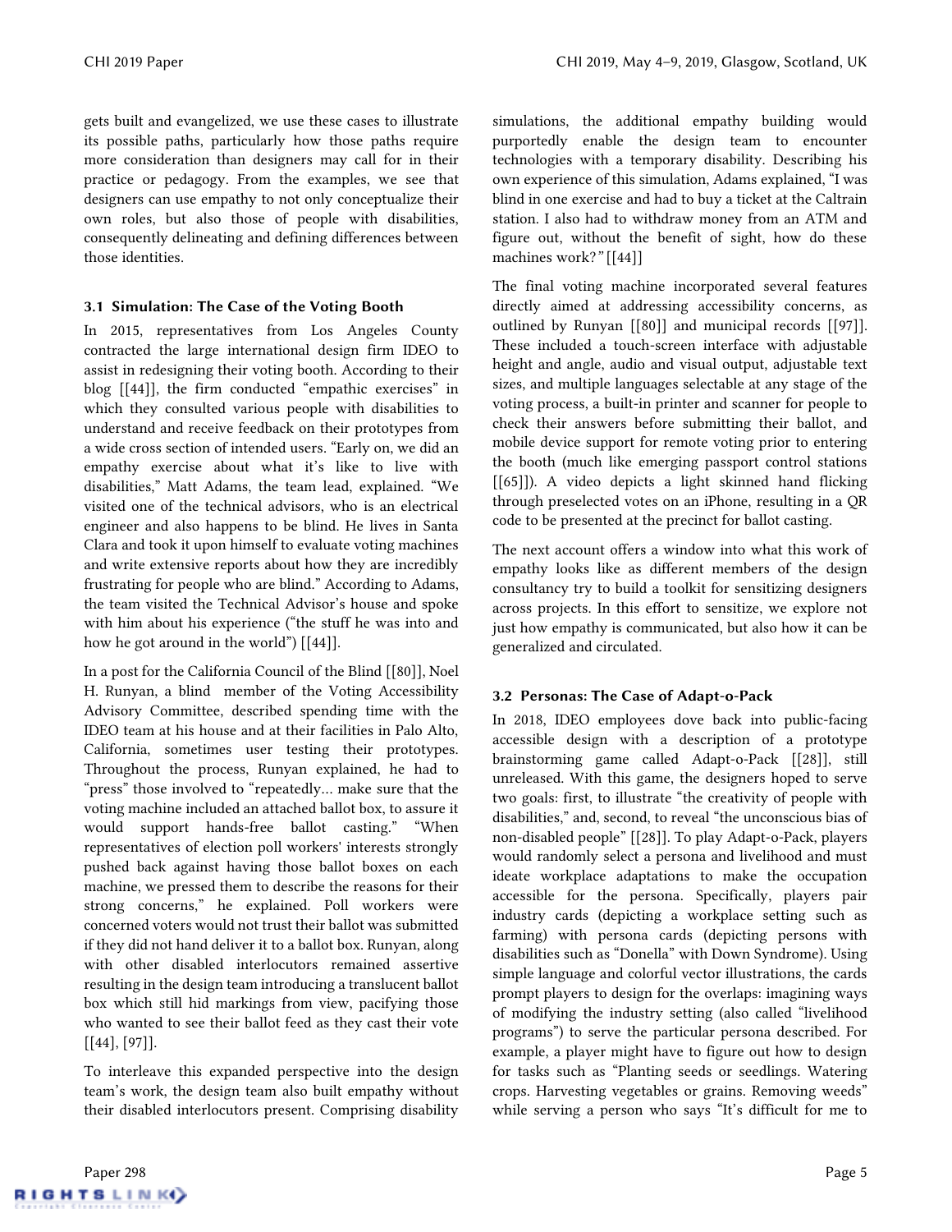gets built and evangelized, we use these cases to illustrate its possible paths, particularly how those paths require more consideration than designers may call for in their practice or pedagogy. From the examples, we see that designers can use empathy to not only conceptualize their own roles, but also those of people with disabilities, consequently delineating and defining differences between those identities.

### 3.1 Simulation: The Case of the Voting Booth

In 2015, representatives from Los Angeles County contracted the large international design firm IDEO to assist in redesigning their voting booth. According to their blog [[44]], the firm conducted "empathic exercises" in which they consulted various people with disabilities to understand and receive feedback on their prototypes from a wide cross section of intended users. "Early on, we did an empathy exercise about what it's like to live with disabilities," Matt Adams, the team lead, explained. "We visited one of the technical advisors, who is an electrical engineer and also happens to be blind. He lives in Santa Clara and took it upon himself to evaluate voting machines and write extensive reports about how they are incredibly frustrating for people who are blind." According to Adams, the team visited the Technical Advisor's house and spoke with him about his experience ("the stuff he was into and how he got around in the world") [[44]].

In a post for the California Council of the Blind [[80]], Noel H. Runyan, a blind member of the Voting Accessibility Advisory Committee, described spending time with the IDEO team at his house and at their facilities in Palo Alto, California, sometimes user testing their prototypes. Throughout the process, Runyan explained, he had to "press" those involved to "repeatedly… make sure that the voting machine included an attached ballot box, to assure it would support hands-free ballot casting." "When representatives of election poll workers' interests strongly pushed back against having those ballot boxes on each machine, we pressed them to describe the reasons for their strong concerns," he explained. Poll workers were concerned voters would not trust their ballot was submitted if they did not hand deliver it to a ballot box. Runyan, along with other disabled interlocutors remained assertive resulting in the design team introducing a translucent ballot box which still hid markings from view, pacifying those who wanted to see their ballot feed as they cast their vote [[44], [97]].

To interleave this expanded perspective into the design team's work, the design team also built empathy without their disabled interlocutors present. Comprising disability simulations, the additional empathy building would purportedly enable the design team to encounter technologies with a temporary disability. Describing his own experience of this simulation, Adams explained, "I was blind in one exercise and had to buy a ticket at the Caltrain station. I also had to withdraw money from an ATM and figure out, without the benefit of sight, how do these machines work?" [[44]]

The final voting machine incorporated several features directly aimed at addressing accessibility concerns, as outlined by Runyan [[80]] and municipal records [[97]]. These included a touch-screen interface with adjustable height and angle, audio and visual output, adjustable text sizes, and multiple languages selectable at any stage of the voting process, a built-in printer and scanner for people to check their answers before submitting their ballot, and mobile device support for remote voting prior to entering the booth (much like emerging passport control stations [[65]]). A video depicts a light skinned hand flicking through preselected votes on an iPhone, resulting in a QR code to be presented at the precinct for ballot casting.

The next account offers a window into what this work of empathy looks like as different members of the design consultancy try to build a toolkit for sensitizing designers across projects. In this effort to sensitize, we explore not just how empathy is communicated, but also how it can be generalized and circulated.

### 3.2 Personas: The Case of Adapt-o-Pack

In 2018, IDEO employees dove back into public-facing accessible design with a description of a prototype brainstorming game called Adapt-o-Pack [[28]], still unreleased. With this game, the designers hoped to serve two goals: first, to illustrate "the creativity of people with disabilities," and, second, to reveal "the unconscious bias of non-disabled people" [[28]]. To play Adapt-o-Pack, players would randomly select a persona and livelihood and must ideate workplace adaptations to make the occupation accessible for the persona. Specifically, players pair industry cards (depicting a workplace setting such as farming) with persona cards (depicting persons with disabilities such as "Donella" with Down Syndrome). Using simple language and colorful vector illustrations, the cards prompt players to design for the overlaps: imagining ways of modifying the industry setting (also called "livelihood programs") to serve the particular persona described. For example, a player might have to figure out how to design for tasks such as "Planting seeds or seedlings. Watering crops. Harvesting vegetables or grains. Removing weeds" while serving a person who says "It's difficult for me to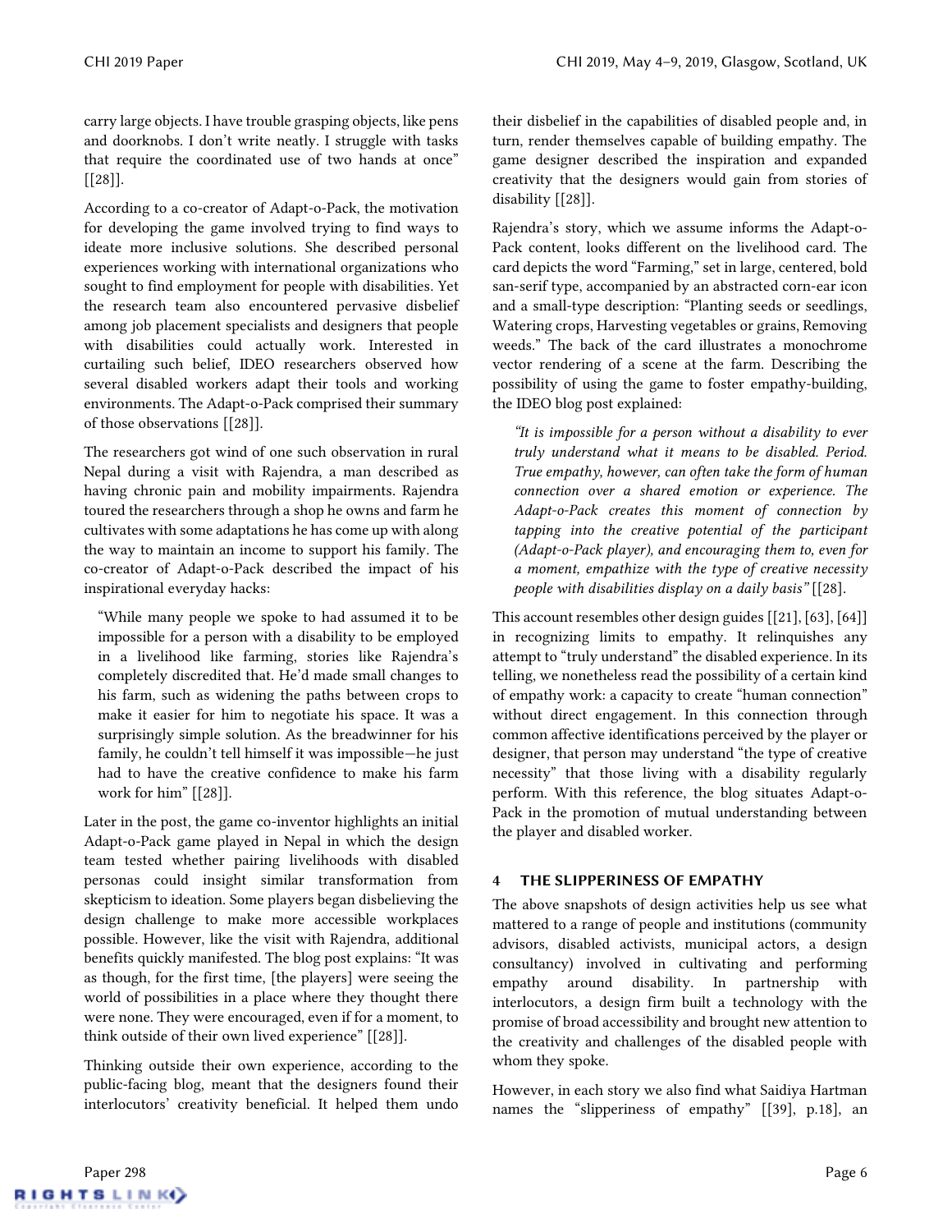carry large objects. I have trouble grasping objects, like pens and doorknobs. I don't write neatly. I struggle with tasks that require the coordinated use of two hands at once" [[28]].

According to a co-creator of Adapt-o-Pack, the motivation for developing the game involved trying to find ways to ideate more inclusive solutions. She described personal experiences working with international organizations who sought to find employment for people with disabilities. Yet the research team also encountered pervasive disbelief among job placement specialists and designers that people with disabilities could actually work. Interested in curtailing such belief, IDEO researchers observed how several disabled workers adapt their tools and working environments. The Adapt-o-Pack comprised their summary of those observations [[28]].

The researchers got wind of one such observation in rural Nepal during a visit with Rajendra, a man described as having chronic pain and mobility impairments. Rajendra toured the researchers through a shop he owns and farm he cultivates with some adaptations he has come up with along the way to maintain an income to support his family. The co-creator of Adapt-o-Pack described the impact of his inspirational everyday hacks:

> "While many people we spoke to had assumed it to be impossible for a person with a disability to be employed in a livelihood like farming, stories like Rajendra's completely discredited that. He'd made small changes to his farm, such as widening the paths between crops to make it easier for him to negotiate his space. It was a surprisingly simple solution. As the breadwinner for his family, he couldn't tell himself it was impossible—he just had to have the creative confidence to make his farm work for him" [[28]].

Later in the post, the game co-inventor highlights an initial Adapt-o-Pack game played in Nepal in which the design team tested whether pairing livelihoods with disabled personas could insight similar transformation from skepticism to ideation. Some players began disbelieving the design challenge to make more accessible workplaces possible. However, like the visit with Rajendra, additional benefits quickly manifested. The blog post explains: "It was as though, for the first time, [the players] were seeing the world of possibilities in a place where they thought there were none. They were encouraged, even if for a moment, to think outside of their own lived experience" [[28]].

Thinking outside their own experience, according to the public-facing blog, meant that the designers found their interlocutors' creativity beneficial. It helped them undo their disbelief in the capabilities of disabled people and, in turn, render themselves capable of building empathy. The game designer described the inspiration and expanded creativity that the designers would gain from stories of disability [[28]].

Rajendra's story, which we assume informs the Adapt-o-Pack content, looks different on the livelihood card. The card depicts the word "Farming," set in large, centered, bold san-serif type, accompanied by an abstracted corn-ear icon and a small-type description: "Planting seeds or seedlings, Watering crops, Harvesting vegetables or grains, Removing weeds." The back of the card illustrates a monochrome vector rendering of a scene at the farm. Describing the possibility of using the game to foster empathy-building, the IDEO blog post explained:

> *"It is impossible for a person without a disability to ever truly understand what it means to be disabled. Period. True empathy, however, can often take the form of human connection over a shared emotion or experience. The Adapt-o-Pack creates this moment of connection by tapping into the creative potential of the participant (Adapt-o-Pack player), and encouraging them to, even for a moment, empathize with the type of creative necessity people with disabilities display on a daily basis"* [[28].

This account resembles other design guides [[21], [63], [64]] in recognizing limits to empathy. It relinquishes any attempt to "truly understand" the disabled experience. In its telling, we nonetheless read the possibility of a certain kind of empathy work: a capacity to create "human connection" without direct engagement. In this connection through common affective identifications perceived by the player or designer, that person may understand "the type of creative necessity" that those living with a disability regularly perform. With this reference, the blog situates Adapt-o-Pack in the promotion of mutual understanding between the player and disabled worker.

## 4 THE SLIPPERINESS OF EMPATHY

The above snapshots of design activities help us see what mattered to a range of people and institutions (community advisors, disabled activists, municipal actors, a design consultancy) involved in cultivating and performing empathy around disability. In partnership with interlocutors, a design firm built a technology with the promise of broad accessibility and brought new attention to the creativity and challenges of the disabled people with whom they spoke.

However, in each story we also find what Saidiya Hartman names the "slipperiness of empathy" [[39], p.18], an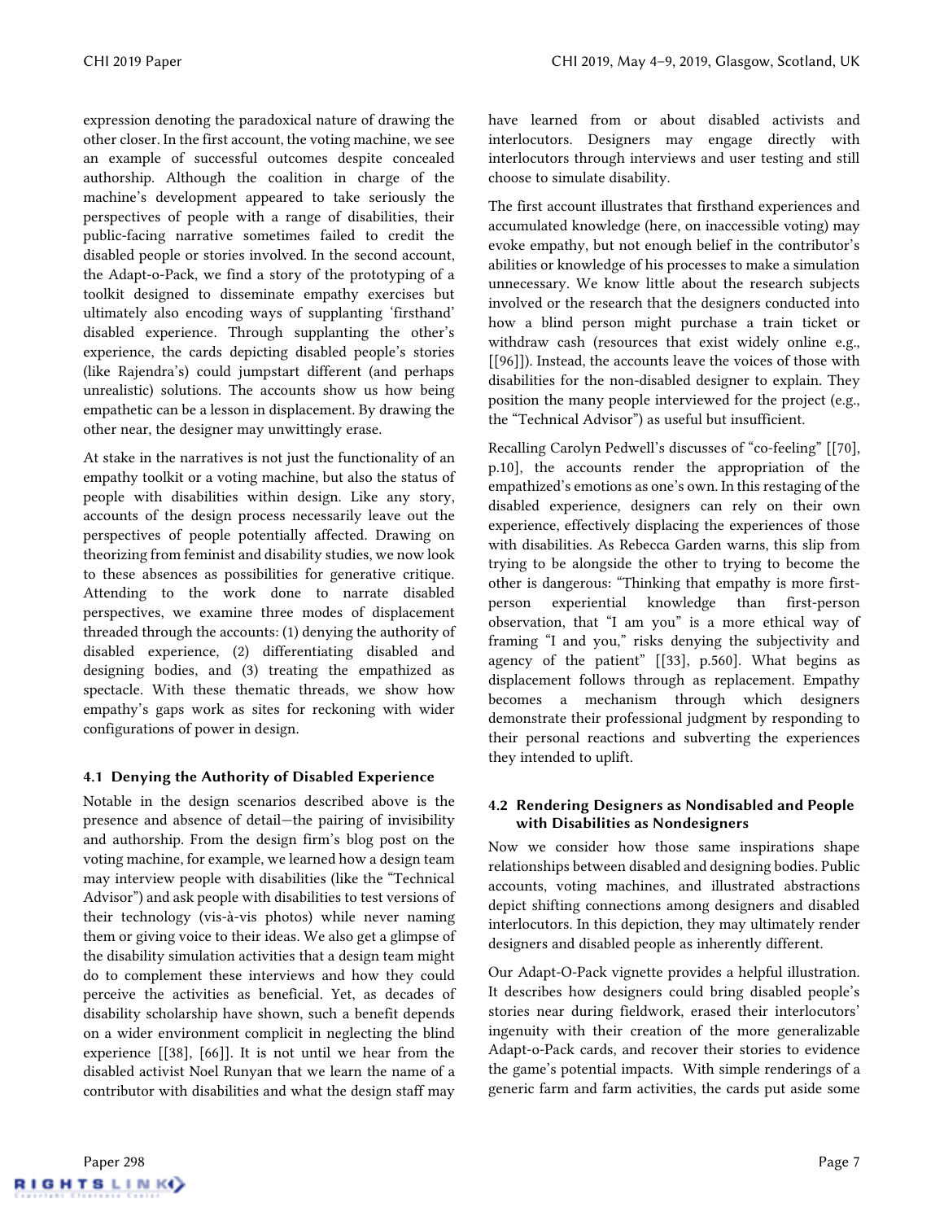expression denoting the paradoxical nature of drawing the other closer. In the first account, the voting machine, we see an example of successful outcomes despite concealed authorship. Although the coalition in charge of the machine's development appeared to take seriously the perspectives of people with a range of disabilities, their public-facing narrative sometimes failed to credit the disabled people or stories involved. In the second account, the Adapt-o-Pack, we find a story of the prototyping of a toolkit designed to disseminate empathy exercises but ultimately also encoding ways of supplanting 'firsthand' disabled experience. Through supplanting the other's experience, the cards depicting disabled people's stories (like Rajendra's) could jumpstart different (and perhaps unrealistic) solutions. The accounts show us how being empathetic can be a lesson in displacement. By drawing the other near, the designer may unwittingly erase.

At stake in the narratives is not just the functionality of an empathy toolkit or a voting machine, but also the status of people with disabilities within design. Like any story, accounts of the design process necessarily leave out the perspectives of people potentially affected. Drawing on theorizing from feminist and disability studies, we now look to these absences as possibilities for generative critique. Attending to the work done to narrate disabled perspectives, we examine three modes of displacement threaded through the accounts: (1) denying the authority of disabled experience, (2) differentiating disabled and designing bodies, and (3) treating the empathized as spectacle. With these thematic threads, we show how empathy's gaps work as sites for reckoning with wider configurations of power in design.

### 4.1 Denying the Authority of Disabled Experience

Notable in the design scenarios described above is the presence and absence of detail—the pairing of invisibility and authorship. From the design firm's blog post on the voting machine, for example, we learned how a design team may interview people with disabilities (like the "Technical Advisor") and ask people with disabilities to test versions of their technology (vis-à-vis photos) while never naming them or giving voice to their ideas. We also get a glimpse of the disability simulation activities that a design team might do to complement these interviews and how they could perceive the activities as beneficial. Yet, as decades of disability scholarship have shown, such a benefit depends on a wider environment complicit in neglecting the blind experience [[38], [66]]. It is not until we hear from the disabled activist Noel Runyan that we learn the name of a contributor with disabilities and what the design staff may have learned from or about disabled activists and interlocutors. Designers may engage directly with interlocutors through interviews and user testing and still choose to simulate disability.

The first account illustrates that firsthand experiences and accumulated knowledge (here, on inaccessible voting) may evoke empathy, but not enough belief in the contributor's abilities or knowledge of his processes to make a simulation unnecessary. We know little about the research subjects involved or the research that the designers conducted into how a blind person might purchase a train ticket or withdraw cash (resources that exist widely online e.g., [[96]]). Instead, the accounts leave the voices of those with disabilities for the non-disabled designer to explain. They position the many people interviewed for the project (e.g., the "Technical Advisor") as useful but insufficient.

Recalling Carolyn Pedwell's discusses of "co-feeling" [[70], p.10], the accounts render the appropriation of the empathized's emotions as one's own. In this restaging of the disabled experience, designers can rely on their own experience, effectively displacing the experiences of those with disabilities. As Rebecca Garden warns, this slip from trying to be alongside the other to trying to become the other is dangerous: "Thinking that empathy is more first-person experiential knowledge than first-person observation, that "I am you" is a more ethical way of framing "I and you," risks denying the subjectivity and agency of the patient" [[33], p.560]. What begins as displacement follows through as replacement. Empathy becomes a mechanism through which designers demonstrate their professional judgment by responding to their personal reactions and subverting the experiences they intended to uplift.

### 4.2 Rendering Designers as Nondisabled and People with Disabilities as Nondesigners

Now we consider how those same inspirations shape relationships between disabled and designing bodies. Public accounts, voting machines, and illustrated abstractions depict shifting connections among designers and disabled interlocutors. In this depiction, they may ultimately render designers and disabled people as inherently different.

Our Adapt-O-Pack vignette provides a helpful illustration. It describes how designers could bring disabled people's stories near during fieldwork, erased their interlocutors' ingenuity with their creation of the more generalizable Adapt-o-Pack cards, and recover their stories to evidence the game's potential impacts. With simple renderings of a generic farm and farm activities, the cards put aside some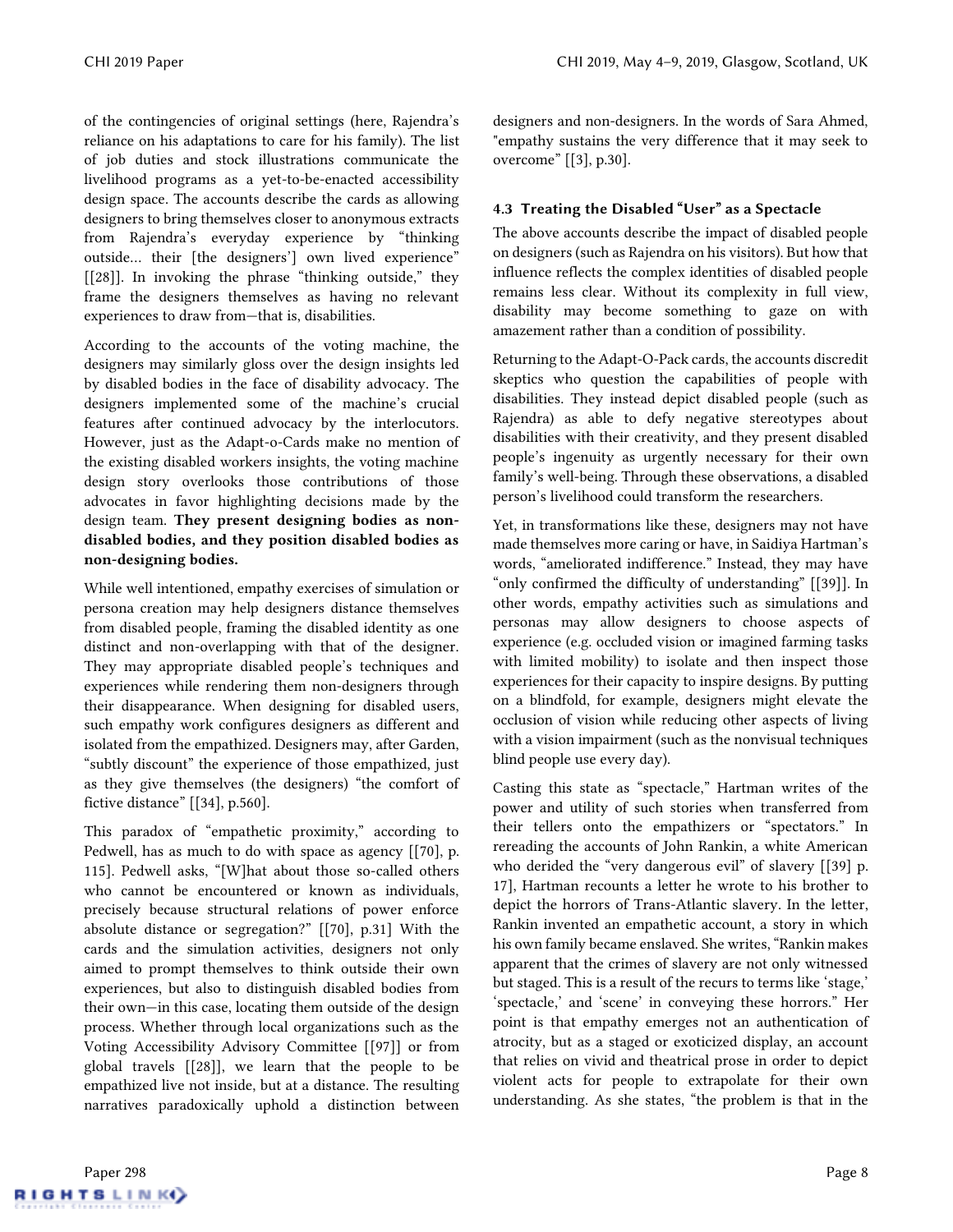of the contingencies of original settings (here, Rajendra's reliance on his adaptations to care for his family). The list of job duties and stock illustrations communicate the livelihood programs as a yet-to-be-enacted accessibility design space. The accounts describe the cards as allowing designers to bring themselves closer to anonymous extracts from Rajendra's everyday experience by "thinking outside... their [the designers'] own lived experience" [[28]]. In invoking the phrase "thinking outside," they frame the designers themselves as having no relevant experiences to draw from—that is, disabilities.

According to the accounts of the voting machine, the designers may similarly gloss over the design insights led by disabled bodies in the face of disability advocacy. The designers implemented some of the machine's crucial features after continued advocacy by the interlocutors. However, just as the Adapt-o-Cards make no mention of the existing disabled workers insights, the voting machine design story overlooks those contributions of those advocates in favor highlighting decisions made by the design team. **They present designing bodies as non-disabled bodies, and they position disabled bodies as non-designing bodies.**

While well intentioned, empathy exercises of simulation or persona creation may help designers distance themselves from disabled people, framing the disabled identity as one distinct and non-overlapping with that of the designer. They may appropriate disabled people's techniques and experiences while rendering them non-designers through their disappearance. When designing for disabled users, such empathy work configures designers as different and isolated from the empathized. Designers may, after Garden, "subtly discount" the experience of those empathized, just as they give themselves (the designers) "the comfort of fictive distance" [[34], p.560].

This paradox of "empathetic proximity," according to Pedwell, has as much to do with space as agency [[70], p. 115]. Pedwell asks, "[W]hat about those so-called others who cannot be encountered or known as individuals, precisely because structural relations of power enforce absolute distance or segregation?" [[70], p.31] With the cards and the simulation activities, designers not only aimed to prompt themselves to think outside their own experiences, but also to distinguish disabled bodies from their own—in this case, locating them outside of the design process. Whether through local organizations such as the Voting Accessibility Advisory Committee [[97]] or from global travels [[28]], we learn that the people to be empathized live not inside, but at a distance. The resulting narratives paradoxically uphold a distinction between designers and non-designers. In the words of Sara Ahmed, "empathy sustains the very difference that it may seek to overcome" [[3], p.30].

### 4.3 Treating the Disabled "User" as a Spectacle

The above accounts describe the impact of disabled people on designers (such as Rajendra on his visitors). But how that influence reflects the complex identities of disabled people remains less clear. Without its complexity in full view, disability may become something to gaze on with amazement rather than a condition of possibility.

Returning to the Adapt-O-Pack cards, the accounts discredit skeptics who question the capabilities of people with disabilities. They instead depict disabled people (such as Rajendra) as able to defy negative stereotypes about disabilities with their creativity, and they present disabled people's ingenuity as urgently necessary for their own family's well-being. Through these observations, a disabled person's livelihood could transform the researchers.

Yet, in transformations like these, designers may not have made themselves more caring or have, in Saidiya Hartman's words, "ameliorated indifference." Instead, they may have "only confirmed the difficulty of understanding" [[39]]. In other words, empathy activities such as simulations and personas may allow designers to choose aspects of experience (e.g. occluded vision or imagined farming tasks with limited mobility) to isolate and then inspect those experiences for their capacity to inspire designs. By putting on a blindfold, for example, designers might elevate the occlusion of vision while reducing other aspects of living with a vision impairment (such as the nonvisual techniques blind people use every day).

Casting this state as "spectacle," Hartman writes of the power and utility of such stories when transferred from their tellers onto the empathizers or "spectators." In rereading the accounts of John Rankin, a white American who derided the "very dangerous evil" of slavery [[39] p. 17], Hartman recounts a letter he wrote to his brother to depict the horrors of Trans-Atlantic slavery. In the letter, Rankin invented an empathetic account, a story in which his own family became enslaved. She writes, "Rankin makes apparent that the crimes of slavery are not only witnessed but staged. This is a result of the recurs to terms like 'stage,' 'spectacle,' and 'scene' in conveying these horrors." Her point is that empathy emerges not an authentication of atrocity, but as a staged or exoticized display, an account that relies on vivid and theatrical prose in order to depict violent acts for people to extrapolate for their own understanding. As she states, "the problem is that in the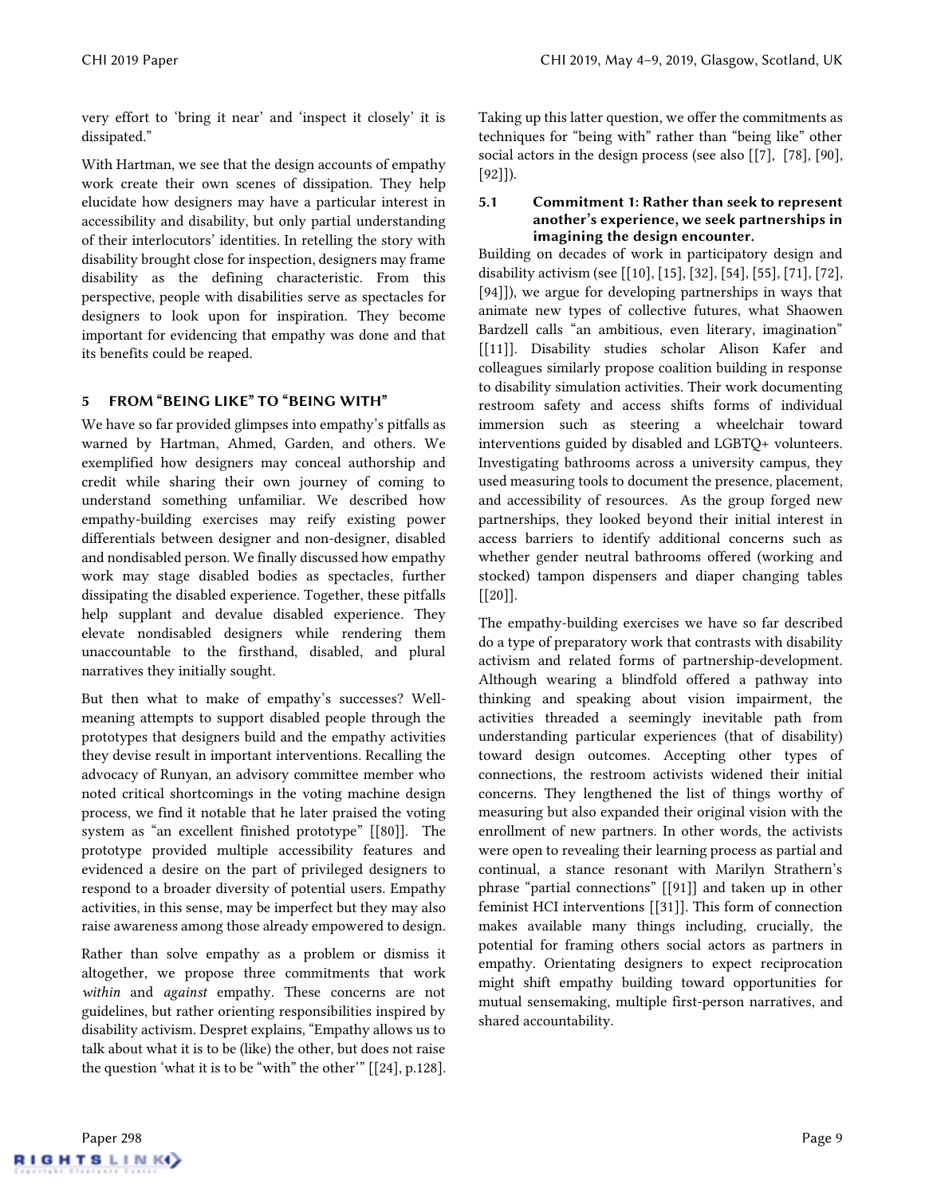very effort to 'bring it near' and 'inspect it closely' it is dissipated."

With Hartman, we see that the design accounts of empathy work create their own scenes of dissipation. They help elucidate how designers may have a particular interest in accessibility and disability, but only partial understanding of their interlocutors' identities. In retelling the story with disability brought close for inspection, designers may frame disability as the defining characteristic. From this perspective, people with disabilities serve as spectacles for designers to look upon for inspiration. They become important for evidencing that empathy was done and that its benefits could be reaped.

## 5 FROM "BEING LIKE" TO "BEING WITH"

We have so far provided glimpses into empathy's pitfalls as warned by Hartman, Ahmed, Garden, and others. We exemplified how designers may conceal authorship and credit while sharing their own journey of coming to understand something unfamiliar. We described how empathy-building exercises may reify existing power differentials between designer and non-designer, disabled and nondisabled person. We finally discussed how empathy work may stage disabled bodies as spectacles, further dissipating the disabled experience. Together, these pitfalls help supplant and devalue disabled experience. They elevate nondisabled designers while rendering them unaccountable to the firsthand, disabled, and plural narratives they initially sought.

But then what to make of empathy's successes? Well-meaning attempts to support disabled people through the prototypes that designers build and the empathy activities they devise result in important interventions. Recalling the advocacy of Runyan, an advisory committee member who noted critical shortcomings in the voting machine design process, we find it notable that he later praised the voting system as "an excellent finished prototype" [[80]]. The prototype provided multiple accessibility features and evidenced a desire on the part of privileged designers to respond to a broader diversity of potential users. Empathy activities, in this sense, may be imperfect but they may also raise awareness among those already empowered to design.

Rather than solve empathy as a problem or dismiss it altogether, we propose three commitments that work *within* and *against* empathy. These concerns are not guidelines, but rather orienting responsibilities inspired by disability activism. Despret explains, "Empathy allows us to talk about what it is to be (like) the other, but does not raise the question 'what it is to be "with" the other'" [[24], p.128]. Taking up this latter question, we offer the commitments as techniques for "being with" rather than "being like" other social actors in the design process (see also [[7], [78], [90], [92]]).

### 5.1 Commitment 1: Rather than seek to represent another's experience, we seek partnerships in imagining the design encounter.

Building on decades of work in participatory design and disability activism (see [[10], [15], [32], [54], [55], [71], [72], [94]]), we argue for developing partnerships in ways that animate new types of collective futures, what Shaowen Bardzell calls "an ambitious, even literary, imagination" [[11]]. Disability studies scholar Alison Kafer and colleagues similarly propose coalition building in response to disability simulation activities. Their work documenting restroom safety and access shifts forms of individual immersion such as steering a wheelchair toward interventions guided by disabled and LGBTQ+ volunteers. Investigating bathrooms across a university campus, they used measuring tools to document the presence, placement, and accessibility of resources. As the group forged new partnerships, they looked beyond their initial interest in access barriers to identify additional concerns such as whether gender neutral bathrooms offered (working and stocked) tampon dispensers and diaper changing tables [[20]].

The empathy-building exercises we have so far described do a type of preparatory work that contrasts with disability activism and related forms of partnership-development. Although wearing a blindfold offered a pathway into thinking and speaking about vision impairment, the activities threaded a seemingly inevitable path from understanding particular experiences (that of disability) toward design outcomes. Accepting other types of connections, the restroom activists widened their initial concerns. They lengthened the list of things worthy of measuring but also expanded their original vision with the enrollment of new partners. In other words, the activists were open to revealing their learning process as partial and continual, a stance resonant with Marilyn Strathern's phrase "partial connections" [[91]] and taken up in other feminist HCI interventions [[31]]. This form of connection makes available many things including, crucially, the potential for framing others social actors as partners in empathy. Orientating designers to expect reciprocation might shift empathy building toward opportunities for mutual sensemaking, multiple first-person narratives, and shared accountability.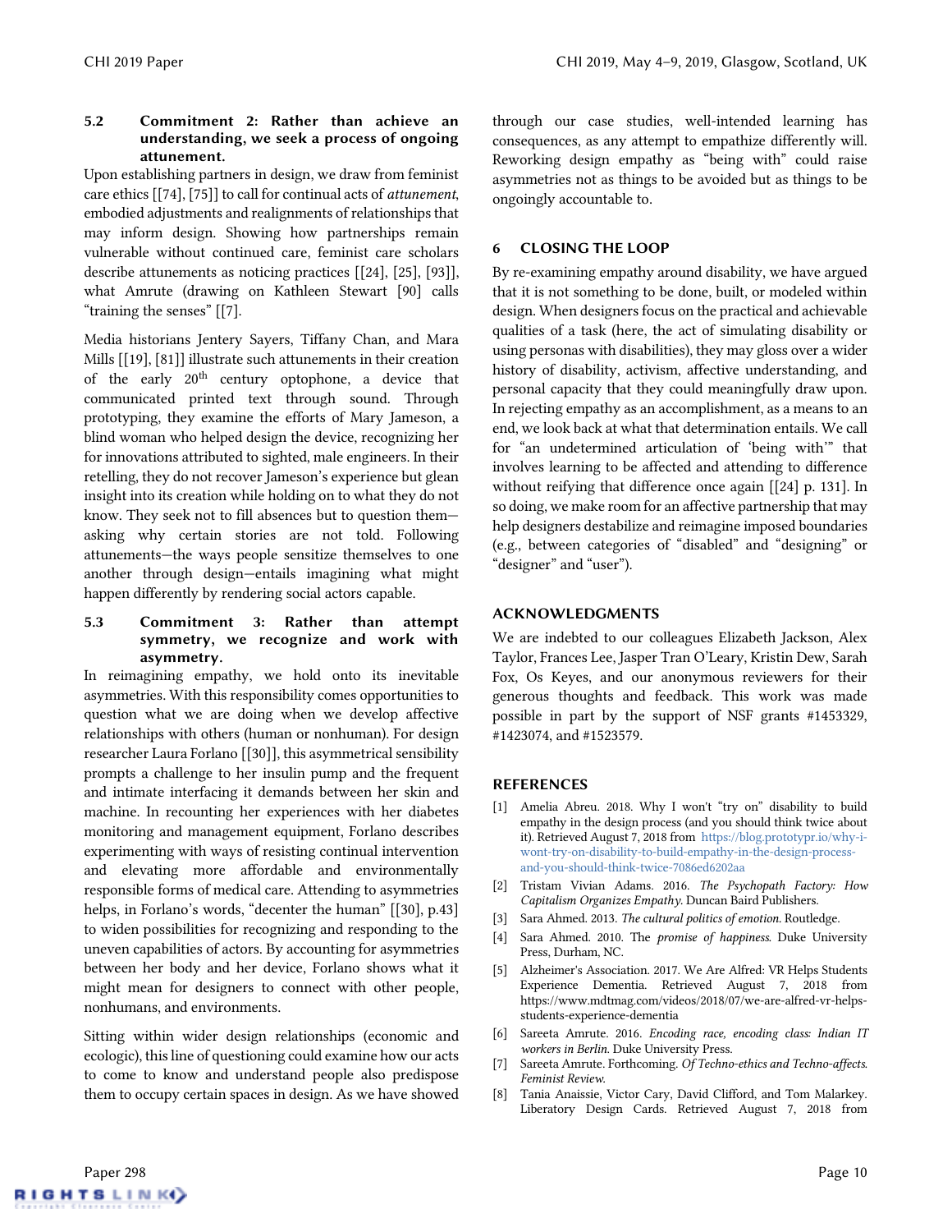### 5.2 Commitment 2: Rather than achieve an understanding, we seek a process of ongoing attunement.

Upon establishing partners in design, we draw from feminist care ethics [[74], [75]] to call for continual acts of *attunement*, embodied adjustments and realignments of relationships that may inform design. Showing how partnerships remain vulnerable without continued care, feminist care scholars describe attunements as noticing practices [[24], [25], [93]], what Amrute (drawing on Kathleen Stewart [90] calls "training the senses" [[7].

Media historians Jentery Sayers, Tiffany Chan, and Mara Mills [[19], [81]] illustrate such attunements in their creation of the early 20th century optophone, a device that communicated printed text through sound. Through prototyping, they examine the efforts of Mary Jameson, a blind woman who helped design the device, recognizing her for innovations attributed to sighted, male engineers. In their retelling, they do not recover Jameson's experience but glean insight into its creation while holding on to what they do not know. They seek not to fill absences but to question them—asking why certain stories are not told. Following attunements—the ways people sensitize themselves to one another through design—entails imagining what might happen differently by rendering social actors capable.

### 5.3 Commitment 3: Rather than attempt symmetry, we recognize and work with asymmetry.

In reimagining empathy, we hold onto its inevitable asymmetries. With this responsibility comes opportunities to question what we are doing when we develop affective relationships with others (human or nonhuman). For design researcher Laura Forlano [[30]], this asymmetrical sensibility prompts a challenge to her insulin pump and the frequent and intimate interfacing it demands between her skin and machine. In recounting her experiences with her diabetes monitoring and management equipment, Forlano describes experimenting with ways of resisting continual intervention and elevating more affordable and environmentally responsible forms of medical care. Attending to asymmetries helps, in Forlano's words, "decenter the human" [[30], p.43] to widen possibilities for recognizing and responding to the uneven capabilities of actors. By accounting for asymmetries between her body and her device, Forlano shows what it might mean for designers to connect with other people, nonhumans, and environments.

Sitting within wider design relationships (economic and ecologic), this line of questioning could examine how our acts to come to know and understand people also predispose them to occupy certain spaces in design. As we have showed through our case studies, well-intended learning has consequences, as any attempt to empathize differently will. Reworking design empathy as "being with" could raise asymmetries not as things to be avoided but as things to be ongoingly accountable to.

## 6 CLOSING THE LOOP

By re-examining empathy around disability, we have argued that it is not something to be done, built, or modeled within design. When designers focus on the practical and achievable qualities of a task (here, the act of simulating disability or using personas with disabilities), they may gloss over a wider history of disability, activism, affective understanding, and personal capacity that they could meaningfully draw upon. In rejecting empathy as an accomplishment, as a means to an end, we look back at what that determination entails. We call for "an undetermined articulation of 'being with'" that involves learning to be affected and attending to difference without reifying that difference once again [[24] p. 131]. In so doing, we make room for an affective partnership that may help designers destabilize and reimagine imposed boundaries (e.g., between categories of "disabled" and "designing" or "designer" and "user").

## ACKNOWLEDGMENTS

We are indebted to our colleagues Elizabeth Jackson, Alex Taylor, Frances Lee, Jasper Tran O'Leary, Kristin Dew, Sarah Fox, Os Keyes, and our anonymous reviewers for their generous thoughts and feedback. This work was made possible in part by the support of NSF grants #1453329, #1423074, and #1523579.

## REFERENCES

[1] Amelia Abreu. 2018. Why I won't "try on" disability to build empathy in the design process (and you should think twice about it). Retrieved August 7, 2018 from https://blog.prototypr.io/why-i-wont-try-on-disability-to-build-empathy-in-the-design-process-and-you-should-think-twice-7086ed6202aa

[2] Tristam Vivian Adams. 2016. *The Psychopath Factory: How Capitalism Organizes Empathy.* Duncan Baird Publishers.

[3] Sara Ahmed. 2013. *The cultural politics of emotion.* Routledge.

[4] Sara Ahmed. 2010. The *promise of happiness.* Duke University Press, Durham, NC.

[5] Alzheimer's Association. 2017. We Are Alfred: VR Helps Students Experience Dementia. Retrieved August 7, 2018 from https://www.mdtmag.com/videos/2018/07/we-are-alfred-vr-helps-students-experience-dementia

[6] Sareeta Amrute. 2016. *Encoding race, encoding class: Indian IT workers in Berlin.* Duke University Press.

[7] Sareeta Amrute. Forthcoming. *Of Techno-ethics and Techno-affects. Feminist Review.*

[8] Tania Anaissie, Victor Cary, David Clifford, and Tom Malarkey. Liberatory Design Cards. Retrieved August 7, 2018 from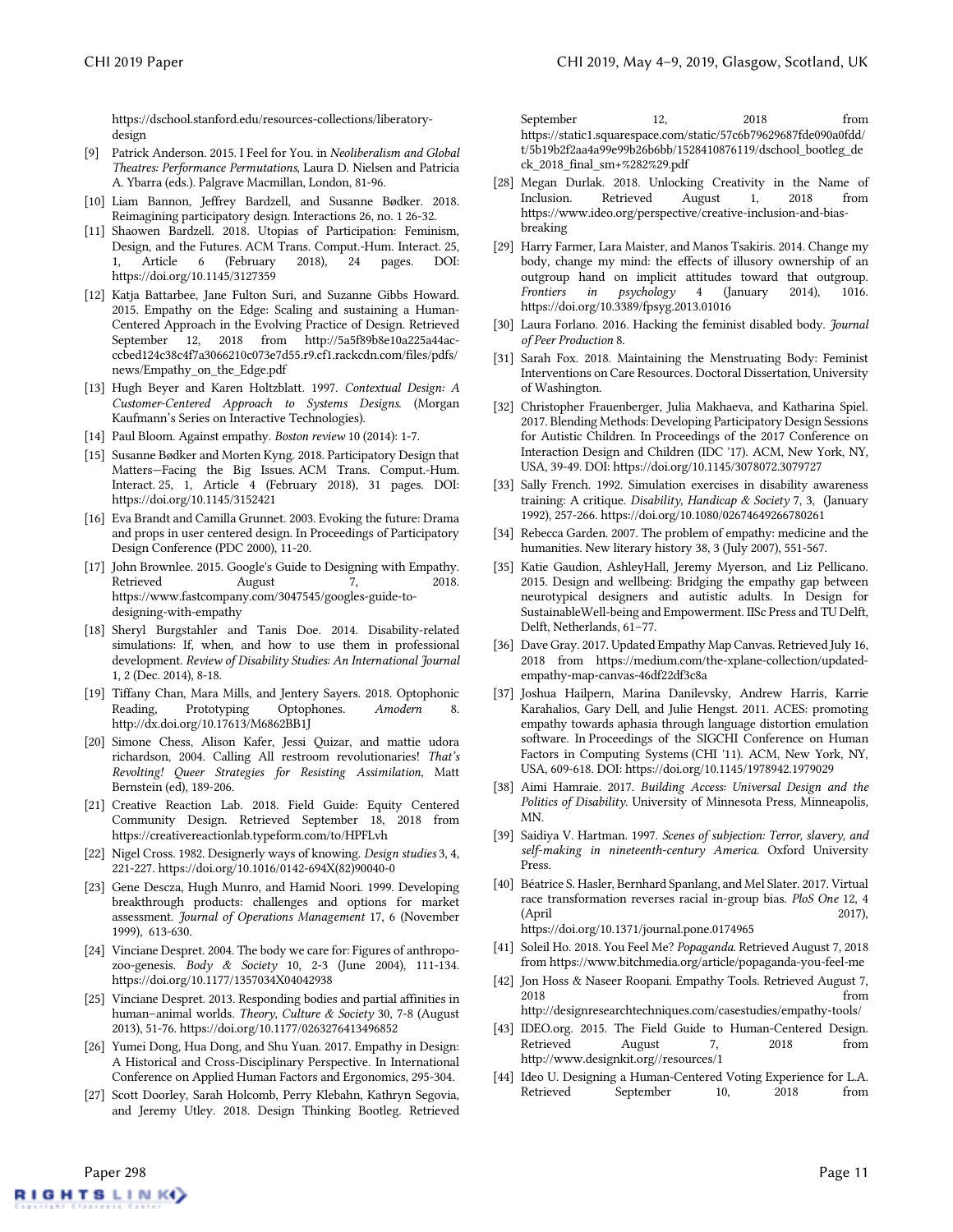https://dschool.stanford.edu/resources-collections/liberatory-design

[9] Patrick Anderson. 2015. I Feel for You. in *Neoliberalism and Global Theatres: Performance Permutations,* Laura D. Nielsen and Patricia A. Ybarra (eds.). Palgrave Macmillan, London, 81-96.

[10] Liam Bannon, Jeffrey Bardzell, and Susanne Bødker. 2018. Reimagining participatory design. Interactions 26, no. 1 26-32.

[11] Shaowen Bardzell. 2018. Utopias of Participation: Feminism, Design, and the Futures. ACM Trans. Comput.-Hum. Interact. 25, 1, Article 6 (February 2018), 24 pages. DOI: https://doi.org/10.1145/3127359

[12] Katja Battarbee, Jane Fulton Suri, and Suzanne Gibbs Howard. 2015. Empathy on the Edge: Scaling and sustaining a Human-Centered Approach in the Evolving Practice of Design. Retrieved September 12, 2018 from http://5a5f89b8e10a225a44ac-ccbed124c38c4f7a3066210c073e7d55.r9.cf1.rackcdn.com/files/pdfs/news/Empathy_on_the_Edge.pdf

[13] Hugh Beyer and Karen Holtzblatt. 1997. *Contextual Design: A Customer-Centered Approach to Systems Designs.* (Morgan Kaufmann's Series on Interactive Technologies).

[14] Paul Bloom. Against empathy. *Boston review* 10 (2014): 1-7.

[15] Susanne Bødker and Morten Kyng. 2018. Participatory Design that Matters—Facing the Big Issues. ACM Trans. Comput.-Hum. Interact. 25, 1, Article 4 (February 2018), 31 pages. DOI: https://doi.org/10.1145/3152421

[16] Eva Brandt and Camilla Grunnet. 2003. Evoking the future: Drama and props in user centered design. In Proceedings of Participatory Design Conference (PDC 2000), 11-20.

[17] John Brownlee. 2015. Google's Guide to Designing with Empathy. Retrieved August 7, 2018. https://www.fastcompany.com/3047545/googles-guide-to-designing-with-empathy

[18] Sheryl Burgstahler and Tanis Doe. 2014. Disability-related simulations: If, when, and how to use them in professional development. *Review of Disability Studies: An International Journal* 1, 2 (Dec. 2014), 8-18.

[19] Tiffany Chan, Mara Mills, and Jentery Sayers. 2018. Optophonic Reading, Prototyping Optophones. *Amodern* 8. http://dx.doi.org/10.17613/M6862BB1J

[20] Simone Chess, Alison Kafer, Jessi Quizar, and mattie udora richardson, 2004. Calling All restroom revolutionaries! *That's Revolting! Queer Strategies for Resisting Assimilation,* Matt Bernstein (ed), 189-206.

[21] Creative Reaction Lab. 2018. Field Guide: Equity Centered Community Design. Retrieved September 18, 2018 from https://creativereactionlab.typeform.com/to/HPFLvh

[22] Nigel Cross. 1982. Designerly ways of knowing. *Design studies* 3, 4, 221-227. https://doi.org/10.1016/0142-694X(82)90040-0

[23] Gene Descza, Hugh Munro, and Hamid Noori. 1999. Developing breakthrough products: challenges and options for market assessment. *Journal of Operations Management* 17, 6 (November 1999), 613-630.

[24] Vinciane Despret. 2004. The body we care for: Figures of anthropo-zoo-genesis. *Body & Society* 10, 2-3 (June 2004), 111-134. https://doi.org/10.1177/1357034X04042938

[25] Vinciane Despret. 2013. Responding bodies and partial affinities in human–animal worlds. *Theory, Culture & Society* 30, 7-8 (August 2013), 51-76. https://doi.org/10.1177/0263276413496852

[26] Yumei Dong, Hua Dong, and Shu Yuan. 2017. Empathy in Design: A Historical and Cross-Disciplinary Perspective. In International Conference on Applied Human Factors and Ergonomics, 295-304.

[27] Scott Doorley, Sarah Holcomb, Perry Klebahn, Kathryn Segovia, and Jeremy Utley. 2018. Design Thinking Bootleg. Retrieved September 12, 2018 from https://static1.squarespace.com/static/57c6b79629687fde090a0fdd/t/5b19b2f2aa4a99e99b26b6bb/1528410876119/dschool_bootleg_deck_2018_final_sm+%282%29.pdf

[28] Megan Durlak. 2018. Unlocking Creativity in the Name of Inclusion. Retrieved August 1, 2018 from https://www.ideo.org/perspective/creative-inclusion-and-bias-breaking

[29] Harry Farmer, Lara Maister, and Manos Tsakiris. 2014. Change my body, change my mind: the effects of illusory ownership of an outgroup hand on implicit attitudes toward that outgroup. *Frontiers in psychology* 4 (January 2014), 1016. https://doi.org/10.3389/fpsyg.2013.01016

[30] Laura Forlano. 2016. Hacking the feminist disabled body. *Journal of Peer Production* 8.

[31] Sarah Fox. 2018. Maintaining the Menstruating Body: Feminist Interventions on Care Resources. Doctoral Dissertation, University of Washington.

[32] Christopher Frauenberger, Julia Makhaeva, and Katharina Spiel. 2017. Blending Methods: Developing Participatory Design Sessions for Autistic Children. In Proceedings of the 2017 Conference on Interaction Design and Children (IDC '17). ACM, New York, NY, USA, 39-49. DOI: https://doi.org/10.1145/3078072.3079727

[33] Sally French. 1992. Simulation exercises in disability awareness training: A critique. *Disability, Handicap & Society* 7, 3, (January 1992), 257-266. https://doi.org/10.1080/02674649266780261

[34] Rebecca Garden. 2007. The problem of empathy: medicine and the humanities. New literary history 38, 3 (July 2007), 551-567.

[35] Katie Gaudion, AshleyHall, Jeremy Myerson, and Liz Pellicano. 2015. Design and wellbeing: Bridging the empathy gap between neurotypical designers and autistic adults. In Design for SustainableWell-being and Empowerment. IISc Press and TU Delft, Delft, Netherlands, 61–77.

[36] Dave Gray. 2017. Updated Empathy Map Canvas. Retrieved July 16, 2018 from https://medium.com/the-xplane-collection/updated-empathy-map-canvas-46df22df3c8a

[37] Joshua Hailpern, Marina Danilevsky, Andrew Harris, Karrie Karahalios, Gary Dell, and Julie Hengst. 2011. ACES: promoting empathy towards aphasia through language distortion emulation software. In Proceedings of the SIGCHI Conference on Human Factors in Computing Systems (CHI '11). ACM, New York, NY, USA, 609-618. DOI: https://doi.org/10.1145/1978942.1979029

[38] Aimi Hamraie. 2017. *Building Access: Universal Design and the Politics of Disability.* University of Minnesota Press, Minneapolis, MN.

[39] Saidiya V. Hartman. 1997. *Scenes of subjection: Terror, slavery, and self-making in nineteenth-century America.* Oxford University Press.

[40] Béatrice S. Hasler, Bernhard Spanlang, and Mel Slater. 2017. Virtual race transformation reverses racial in-group bias. *PloS One* 12, 4 (April 2017), https://doi.org/10.1371/journal.pone.0174965

[41] Soleil Ho. 2018. You Feel Me? *Popaganda.* Retrieved August 7, 2018 from https://www.bitchmedia.org/article/popaganda-you-feel-me

[42] Jon Hoss & Naseer Roopani. Empathy Tools. Retrieved August 7, 2018 from http://designresearchtechniques.com/casestudies/empathy-tools/

[43] IDEO.org. 2015. The Field Guide to Human-Centered Design. Retrieved August 7, 2018 from http://www.designkit.org//resources/1

[44] Ideo U. Designing a Human-Centered Voting Experience for L.A. Retrieved September 10, 2018 from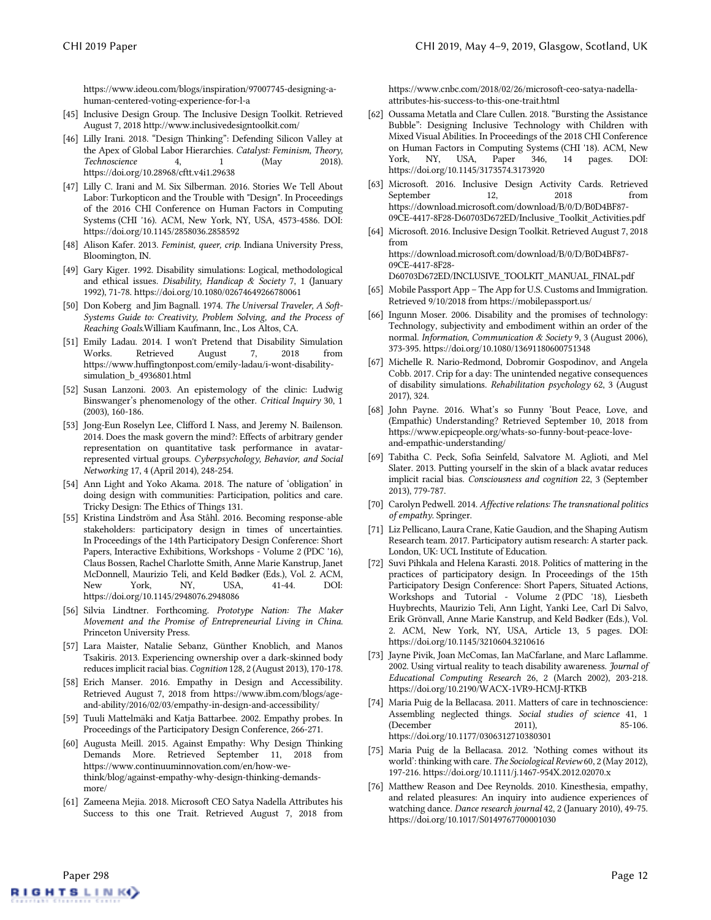https://www.ideou.com/blogs/inspiration/97007745-designing-a-human-centered-voting-experience-for-l-a

[45] Inclusive Design Group. The Inclusive Design Toolkit. Retrieved August 7, 2018 http://www.inclusivedesigntoolkit.com/

[46] Lilly Irani. 2018. "Design Thinking": Defending Silicon Valley at the Apex of Global Labor Hierarchies. *Catalyst: Feminism, Theory, Technoscience* 4, 1 (May 2018). https://doi.org/10.28968/cftt.v4i1.29638

[47] Lilly C. Irani and M. Six Silberman. 2016. Stories We Tell About Labor: Turkopticon and the Trouble with "Design". In Proceedings of the 2016 CHI Conference on Human Factors in Computing Systems (CHI '16). ACM, New York, NY, USA, 4573-4586. DOI: https://doi.org/10.1145/2858036.2858592

[48] Alison Kafer. 2013. *Feminist, queer, crip.* Indiana University Press, Bloomington, IN.

[49] Gary Kiger. 1992. Disability simulations: Logical, methodological and ethical issues. *Disability, Handicap & Society* 7, 1 (January 1992), 71-78. https://doi.org/10.1080/02674649266780061

[50] Don Koberg and Jim Bagnall. 1974. *The Universal Traveler, A Soft-Systems Guide to: Creativity, Problem Solving, and the Process of Reaching Goals.*William Kaufmann, Inc., Los Altos, CA.

[51] Emily Ladau. 2014. I won't Pretend that Disability Simulation Works. Retrieved August 7, 2018 from https://www.huffingtonpost.com/emily-ladau/i-wont-disability-simulation_b_4936801.html

[52] Susan Lanzoni. 2003. An epistemology of the clinic: Ludwig Binswanger's phenomenology of the other. *Critical Inquiry* 30, 1 (2003), 160-186.

[53] Jong-Eun Roselyn Lee, Clifford I. Nass, and Jeremy N. Bailenson. 2014. Does the mask govern the mind?: Effects of arbitrary gender representation on quantitative task performance in avatar-represented virtual groups. *Cyberpsychology, Behavior, and Social Networking* 17, 4 (April 2014), 248-254.

[54] Ann Light and Yoko Akama. 2018. The nature of 'obligation' in doing design with communities: Participation, politics and care. Tricky Design: The Ethics of Things 131.

[55] Kristina Lindström and Åsa Ståhl. 2016. Becoming response-able stakeholders: participatory design in times of uncertainties. In Proceedings of the 14th Participatory Design Conference: Short Papers, Interactive Exhibitions, Workshops - Volume 2 (PDC '16), Claus Bossen, Rachel Charlotte Smith, Anne Marie Kanstrup, Janet McDonnell, Maurizio Teli, and Keld Bødker (Eds.), Vol. 2. ACM, New York, NY, USA, 41-44. DOI: https://doi.org/10.1145/2948076.2948086

[56] Silvia Lindtner. Forthcoming. *Prototype Nation: The Maker Movement and the Promise of Entrepreneurial Living in China.* Princeton University Press.

[57] Lara Maister, Natalie Sebanz, Günther Knoblich, and Manos Tsakiris. 2013. Experiencing ownership over a dark-skinned body reduces implicit racial bias. *Cognition* 128, 2 (August 2013), 170-178.

[58] Erich Manser. 2016. Empathy in Design and Accessibility. Retrieved August 7, 2018 from https://www.ibm.com/blogs/age-and-ability/2016/02/03/empathy-in-design-and-accessibility/

[59] Tuuli Mattelmäki and Katja Battarbee. 2002. Empathy probes. In Proceedings of the Participatory Design Conference, 266-271.

[60] Augusta Meill. 2015. Against Empathy: Why Design Thinking Demands More. Retrieved September 11, 2018 from https://www.continuuminnovation.com/en/how-we-think/blog/against-empathy-why-design-thinking-demands-more/

[61] Zameena Mejia. 2018. Microsoft CEO Satya Nadella Attributes his Success to this one Trait. Retrieved August 7, 2018 from https://www.cnbc.com/2018/02/26/microsoft-ceo-satya-nadella-attributes-his-success-to-this-one-trait.html

[62] Oussama Metatla and Clare Cullen. 2018. "Bursting the Assistance Bubble": Designing Inclusive Technology with Children with Mixed Visual Abilities. In Proceedings of the 2018 CHI Conference on Human Factors in Computing Systems (CHI '18). ACM, New York, NY, USA, Paper 346, 14 pages. DOI: https://doi.org/10.1145/3173574.3173920

[63] Microsoft. 2016. Inclusive Design Activity Cards. Retrieved September 12, 2018 from https://download.microsoft.com/download/B/0/D/B0D4BF87-09CE-4417-8F28-D60703D672ED/Inclusive_Toolkit_Activities.pdf

[64] Microsoft. 2016. Inclusive Design Toolkit. Retrieved August 7, 2018 from https://download.microsoft.com/download/B/0/D/B0D4BF87-09CE-4417-8F28-D60703D672ED/INCLUSIVE_TOOLKIT_MANUAL_FINAL.pdf

[65] Mobile Passport App – The App for U.S. Customs and Immigration. Retrieved 9/10/2018 from https://mobilepassport.us/

[66] Ingunn Moser. 2006. Disability and the promises of technology: Technology, subjectivity and embodiment within an order of the normal. *Information, Communication & Society* 9, 3 (August 2006), 373-395. https://doi.org/10.1080/13691180600751348

[67] Michelle R. Nario-Redmond, Dobromir Gospodinov, and Angela Cobb. 2017. Crip for a day: The unintended negative consequences of disability simulations. *Rehabilitation psychology* 62, 3 (August 2017), 324.

[68] John Payne. 2016. What's so Funny 'Bout Peace, Love, and (Empathic) Understanding? Retrieved September 10, 2018 from https://www.epicpeople.org/whats-so-funny-bout-peace-love-and-empathic-understanding/

[69] Tabitha C. Peck, Sofia Seinfeld, Salvatore M. Aglioti, and Mel Slater. 2013. Putting yourself in the skin of a black avatar reduces implicit racial bias. *Consciousness and cognition* 22, 3 (September 2013), 779-787.

[70] Carolyn Pedwell. 2014. *Affective relations: The transnational politics of empathy.* Springer.

[71] Liz Pellicano, Laura Crane, Katie Gaudion, and the Shaping Autism Research team. 2017. Participatory autism research: A starter pack. London, UK: UCL Institute of Education.

[72] Suvi Pihkala and Helena Karasti. 2018. Politics of mattering in the practices of participatory design. In Proceedings of the 15th Participatory Design Conference: Short Papers, Situated Actions, Workshops and Tutorial - Volume 2 (PDC '18), Liesbeth Huybrechts, Maurizio Teli, Ann Light, Yanki Lee, Carl Di Salvo, Erik Grönvall, Anne Marie Kanstrup, and Keld Bødker (Eds.), Vol. 2. ACM, New York, NY, USA, Article 13, 5 pages. DOI: https://doi.org/10.1145/3210604.3210616

[73] Jayne Pivik, Joan McComas, Ian MacFarlane, and Marc Laflamme. 2002. Using virtual reality to teach disability awareness. *Journal of Educational Computing Research* 26, 2 (March 2002), 203-218. https://doi.org/10.2190/WACX-1VR9-HCMJ-RTKB

[74] Maria Puig de la Bellacasa. 2011. Matters of care in technoscience: Assembling neglected things. *Social studies of science* 41, 1 (December 2011), 85-106. https://doi.org/10.1177/0306312710380301

[75] Maria Puig de la Bellacasa. 2012. 'Nothing comes without its world': thinking with care. *The Sociological Review* 60, 2 (May 2012), 197-216. https://doi.org/10.1111/j.1467-954X.2012.02070.x

[76] Matthew Reason and Dee Reynolds. 2010. Kinesthesia, empathy, and related pleasures: An inquiry into audience experiences of watching dance. *Dance research journal* 42, 2 (January 2010), 49-75. https://doi.org/10.1017/S0149767700001030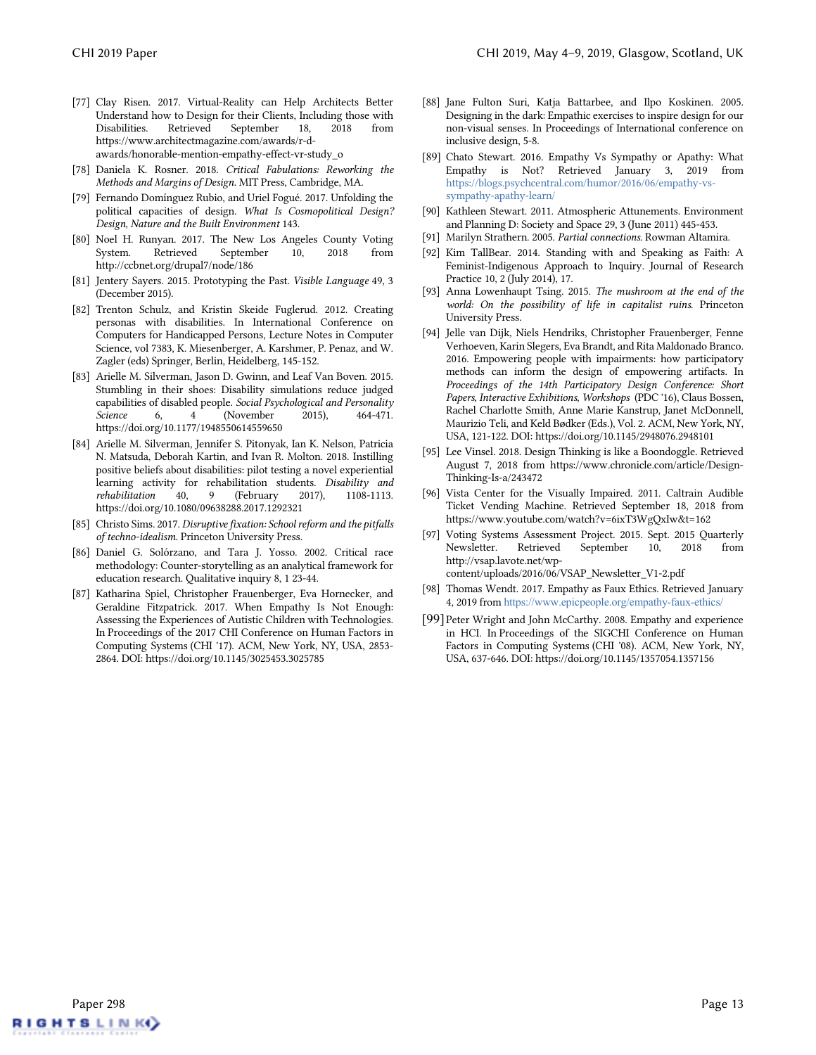[77] Clay Risen. 2017. Virtual-Reality can Help Architects Better Understand how to Design for their Clients, Including those with Disabilities. Retrieved September 18, 2018 from https://www.architectmagazine.com/awards/r-d-awards/honorable-mention-empathy-effect-vr-study_o

[78] Daniela K. Rosner. 2018. *Critical Fabulations: Reworking the Methods and Margins of Design.* MIT Press, Cambridge, MA.

[79] Fernando Domínguez Rubio, and Uriel Fogué. 2017. Unfolding the political capacities of design. *What Is Cosmopolitical Design? Design, Nature and the Built Environment* 143.

[80] Noel H. Runyan. 2017. The New Los Angeles County Voting System. Retrieved September 10, 2018 from http://ccbnet.org/drupal7/node/186

[81] Jentery Sayers. 2015. Prototyping the Past. *Visible Language* 49, 3 (December 2015).

[82] Trenton Schulz, and Kristin Skeide Fuglerud. 2012. Creating personas with disabilities. In International Conference on Computers for Handicapped Persons, Lecture Notes in Computer Science, vol 7383, K. Miesenberger, A. Karshmer, P. Penaz, and W. Zagler (eds) Springer, Berlin, Heidelberg, 145-152.

[83] Arielle M. Silverman, Jason D. Gwinn, and Leaf Van Boven. 2015. Stumbling in their shoes: Disability simulations reduce judged capabilities of disabled people. *Social Psychological and Personality Science* 6, 4 (November 2015), 464-471. https://doi.org/10.1177/1948550614559650

[84] Arielle M. Silverman, Jennifer S. Pitonyak, Ian K. Nelson, Patricia N. Matsuda, Deborah Kartin, and Ivan R. Molton. 2018. Instilling positive beliefs about disabilities: pilot testing a novel experiential learning activity for rehabilitation students. *Disability and rehabilitation* 40, 9 (February 2017), 1108-1113. https://doi.org/10.1080/09638288.2017.1292321

[85] Christo Sims. 2017. *Disruptive fixation: School reform and the pitfalls of techno-idealism.* Princeton University Press.

[86] Daniel G. Solórzano, and Tara J. Yosso. 2002. Critical race methodology: Counter-storytelling as an analytical framework for education research. Qualitative inquiry 8, 1 23-44.

[87] Katharina Spiel, Christopher Frauenberger, Eva Hornecker, and Geraldine Fitzpatrick. 2017. When Empathy Is Not Enough: Assessing the Experiences of Autistic Children with Technologies. In Proceedings of the 2017 CHI Conference on Human Factors in Computing Systems (CHI '17). ACM, New York, NY, USA, 2853-2864. DOI: https://doi.org/10.1145/3025453.3025785

[88] Jane Fulton Suri, Katja Battarbee, and Ilpo Koskinen. 2005. Designing in the dark: Empathic exercises to inspire design for our non-visual senses. In Proceedings of International conference on inclusive design, 5-8.

[89] Chato Stewart. 2016. Empathy Vs Sympathy or Apathy: What Empathy is Not? Retrieved January 3, 2019 from https://blogs.psychcentral.com/humor/2016/06/empathy-vs-sympathy-apathy-learn/

[90] Kathleen Stewart. 2011. Atmospheric Attunements. Environment and Planning D: Society and Space 29, 3 (June 2011) 445-453.

[91] Marilyn Strathern. 2005. *Partial connections.* Rowman Altamira.

[92] Kim TallBear. 2014. Standing with and Speaking as Faith: A Feminist-Indigenous Approach to Inquiry. Journal of Research Practice 10, 2 (July 2014), 17.

[93] Anna Lowenhaupt Tsing. 2015. *The mushroom at the end of the world: On the possibility of life in capitalist ruins.* Princeton University Press.

[94] Jelle van Dijk, Niels Hendriks, Christopher Frauenberger, Fenne Verhoeven, Karin Slegers, Eva Brandt, and Rita Maldonado Branco. 2016. Empowering people with impairments: how participatory methods can inform the design of empowering artifacts. In *Proceedings of the 14th Participatory Design Conference: Short Papers, Interactive Exhibitions, Workshops* (PDC '16), Claus Bossen, Rachel Charlotte Smith, Anne Marie Kanstrup, Janet McDonnell, Maurizio Teli, and Keld Bødker (Eds.), Vol. 2. ACM, New York, NY, USA, 121-122. DOI: https://doi.org/10.1145/2948076.2948101

[95] Lee Vinsel. 2018. Design Thinking is like a Boondoggle. Retrieved August 7, 2018 from https://www.chronicle.com/article/Design-Thinking-Is-a/243472

[96] Vista Center for the Visually Impaired. 2011. Caltrain Audible Ticket Vending Machine. Retrieved September 18, 2018 from https://www.youtube.com/watch?v=6ixT3WgQxIw&t=162

[97] Voting Systems Assessment Project. 2015. Sept. 2015 Quarterly Newsletter. Retrieved September 10, 2018 from http://vsap.lavote.net/wp-content/uploads/2016/06/VSAP_Newsletter_V1-2.pdf

[98] Thomas Wendt. 2017. Empathy as Faux Ethics. Retrieved January 4, 2019 from https://www.epicpeople.org/empathy-faux-ethics/

[99] Peter Wright and John McCarthy. 2008. Empathy and experience in HCI. In Proceedings of the SIGCHI Conference on Human Factors in Computing Systems (CHI '08). ACM, New York, NY, USA, 637-646. DOI: https://doi.org/10.1145/1357054.1357156